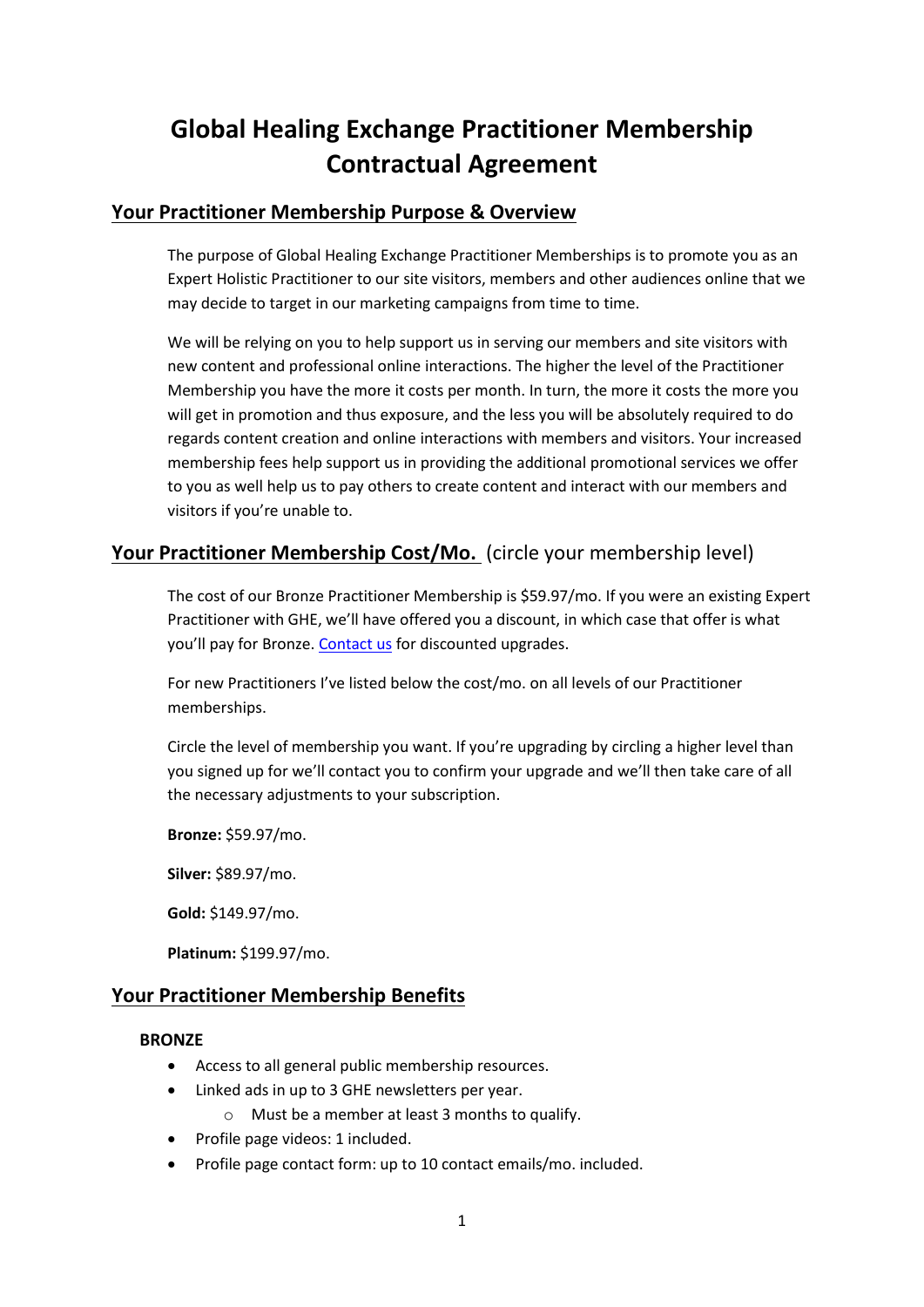# Global Healing Exchange Practitioner Membership Contractual Agreement

## Your Practitioner Membership Purpose & Overview

The purpose of Global Healing Exchange Practitioner Memberships is to promote you as an Expert Holistic Practitioner to our site visitors, members and other audiences online that we may decide to target in our marketing campaigns from time to time.

We will be relying on you to help support us in serving our members and site visitors with new content and professional online interactions. The higher the level of the Practitioner Membership you have the more it costs per month. In turn, the more it costs the more you will get in promotion and thus exposure, and the less you will be absolutely required to do regards content creation and online interactions with members and visitors. Your increased membership fees help support us in providing the additional promotional services we offer to you as well help us to pay others to create content and interact with our members and visitors if you're unable to.

## Your Practitioner Membership Cost/Mo. (circle your membership level)

The cost of our Bronze Practitioner Membership is $59.97/mo. If you were an existing Expert Practitioner with GHE, we'll have offered you a discount, in which case that offer is what you'll pay for Bronze. [Contact us] for discounted upgrades.

For new Practitioners I've listed below the cost/mo. on all levels of our Practitioner memberships.

Circle the level of membership you want. If you're upgrading by circling a higher level than you signed up for we'll contact you to confirm your upgrade and we'll then take care of all the necessary adjustments to your subscription.

**Bronze:** $59.97/mo.

**Silver:** $89.97/mo.

**Gold:** $149.97/mo.

**Platinum:** $199.97/mo.

## Your Practitioner Membership Benefits

### BRONZE

- Access to all general public membership resources.
- Linked ads in up to 3 GHE newsletters per year.
  - Must be a member at least 3 months to qualify.
- Profile page videos: 1 included.
- Profile page contact form: up to 10 contact emails/mo. included.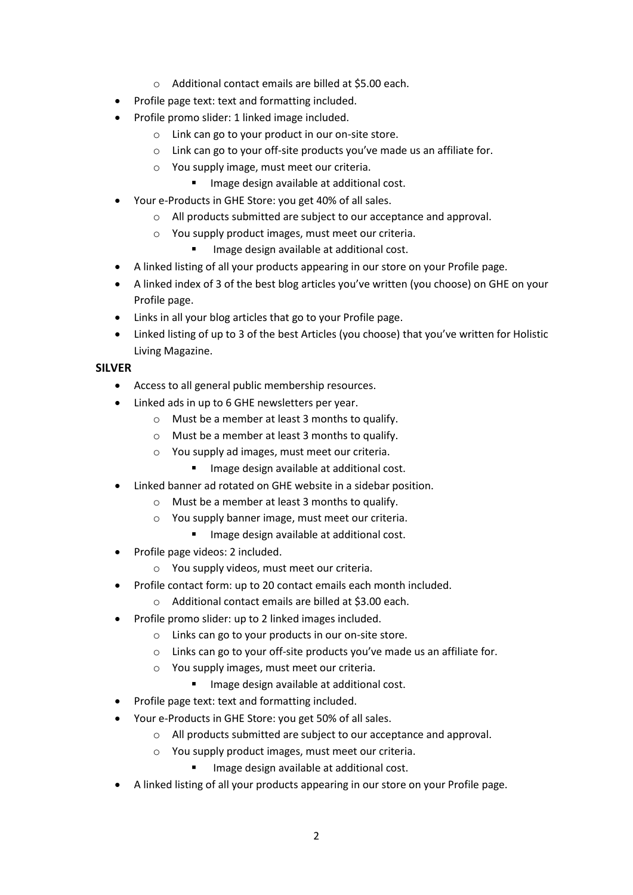- Additional contact emails are billed at $5.00 each.
- Profile page text: text and formatting included.
- Profile promo slider: 1 linked image included.
    - Link can go to your product in our on-site store.
    - Link can go to your off-site products you've made us an affiliate for.
    - You supply image, must meet our criteria.
        - Image design available at additional cost.
- Your e-Products in GHE Store: you get 40% of all sales.
    - All products submitted are subject to our acceptance and approval.
    - You supply product images, must meet our criteria.
        - Image design available at additional cost.
- A linked listing of all your products appearing in our store on your Profile page.
- A linked index of 3 of the best blog articles you've written (you choose) on GHE on your Profile page.
- Links in all your blog articles that go to your Profile page.
- Linked listing of up to 3 of the best Articles (you choose) that you've written for Holistic Living Magazine.

**SILVER**

- Access to all general public membership resources.
- Linked ads in up to 6 GHE newsletters per year.
    - Must be a member at least 3 months to qualify.
    - Must be a member at least 3 months to qualify.
    - You supply ad images, must meet our criteria.
        - Image design available at additional cost.
- Linked banner ad rotated on GHE website in a sidebar position.
    - Must be a member at least 3 months to qualify.
    - You supply banner image, must meet our criteria.
        - Image design available at additional cost.
- Profile page videos: 2 included.
    - You supply videos, must meet our criteria.
- Profile contact form: up to 20 contact emails each month included.
    - Additional contact emails are billed at $3.00 each.
- Profile promo slider: up to 2 linked images included.
    - Links can go to your products in our on-site store.
    - Links can go to your off-site products you've made us an affiliate for.
    - You supply images, must meet our criteria.
        - Image design available at additional cost.
- Profile page text: text and formatting included.
- Your e-Products in GHE Store: you get 50% of all sales.
    - All products submitted are subject to our acceptance and approval.
    - You supply product images, must meet our criteria.
        - Image design available at additional cost.
- A linked listing of all your products appearing in our store on your Profile page.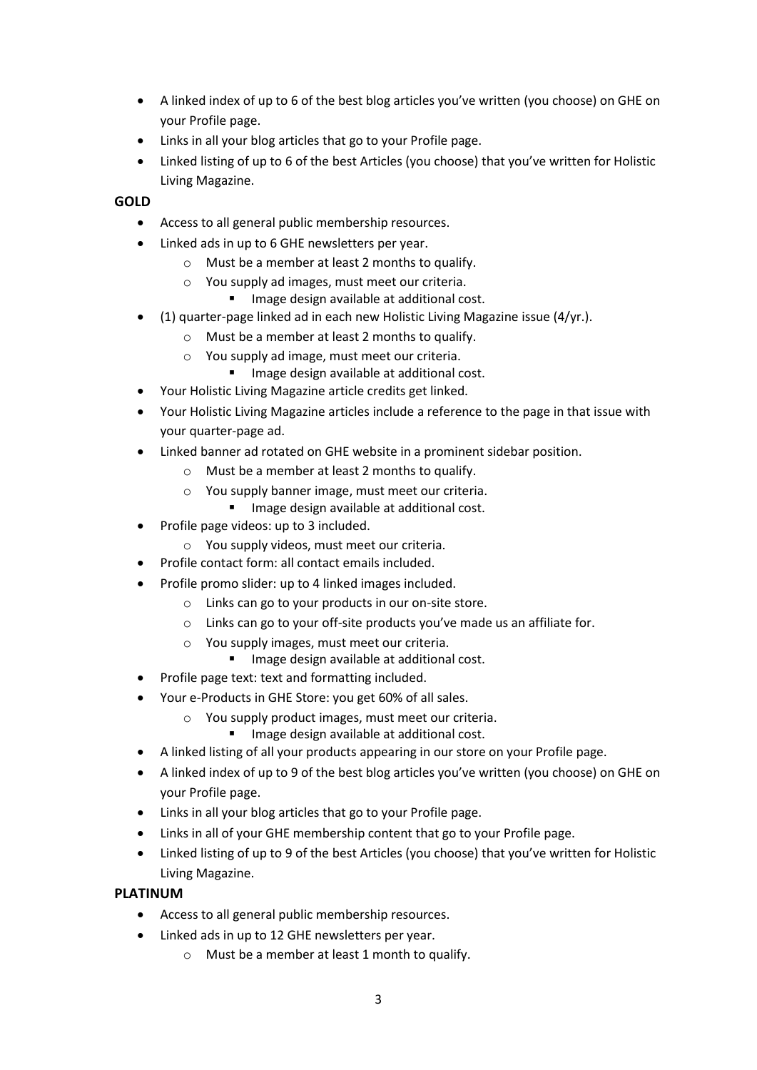- A linked index of up to 6 of the best blog articles you've written (you choose) on GHE on your Profile page.
- Links in all your blog articles that go to your Profile page.
- Linked listing of up to 6 of the best Articles (you choose) that you've written for Holistic Living Magazine.

**GOLD**

- Access to all general public membership resources.
- Linked ads in up to 6 GHE newsletters per year.
    - Must be a member at least 2 months to qualify.
    - You supply ad images, must meet our criteria.
        - Image design available at additional cost.
- (1) quarter-page linked ad in each new Holistic Living Magazine issue (4/yr.).
    - Must be a member at least 2 months to qualify.
    - You supply ad image, must meet our criteria.
        - Image design available at additional cost.
- Your Holistic Living Magazine article credits get linked.
- Your Holistic Living Magazine articles include a reference to the page in that issue with your quarter-page ad.
- Linked banner ad rotated on GHE website in a prominent sidebar position.
    - Must be a member at least 2 months to qualify.
    - You supply banner image, must meet our criteria.
        - Image design available at additional cost.
- Profile page videos: up to 3 included.
    - You supply videos, must meet our criteria.
- Profile contact form: all contact emails included.
- Profile promo slider: up to 4 linked images included.
    - Links can go to your products in our on-site store.
    - Links can go to your off-site products you've made us an affiliate for.
    - You supply images, must meet our criteria.
        - Image design available at additional cost.
- Profile page text: text and formatting included.
- Your e-Products in GHE Store: you get 60% of all sales.
    - You supply product images, must meet our criteria.
        - Image design available at additional cost.
- A linked listing of all your products appearing in our store on your Profile page.
- A linked index of up to 9 of the best blog articles you've written (you choose) on GHE on your Profile page.
- Links in all your blog articles that go to your Profile page.
- Links in all of your GHE membership content that go to your Profile page.
- Linked listing of up to 9 of the best Articles (you choose) that you've written for Holistic Living Magazine.

**PLATINUM**

- Access to all general public membership resources.
- Linked ads in up to 12 GHE newsletters per year.
    - Must be a member at least 1 month to qualify.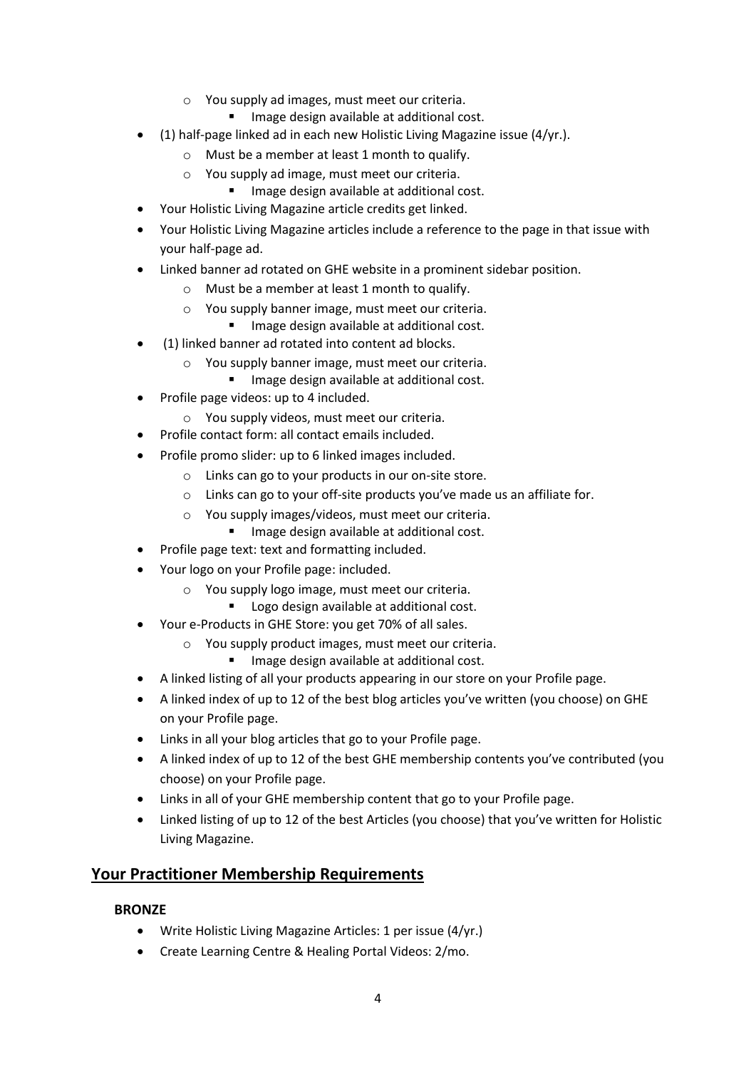- You supply ad images, must meet our criteria.
    - Image design available at additional cost.
- (1) half-page linked ad in each new Holistic Living Magazine issue (4/yr.).
  - Must be a member at least 1 month to qualify.
  - You supply ad image, must meet our criteria.
    - Image design available at additional cost.
- Your Holistic Living Magazine article credits get linked.
- Your Holistic Living Magazine articles include a reference to the page in that issue with your half-page ad.
- Linked banner ad rotated on GHE website in a prominent sidebar position.
  - Must be a member at least 1 month to qualify.
  - You supply banner image, must meet our criteria.
    - Image design available at additional cost.
- (1) linked banner ad rotated into content ad blocks.
  - You supply banner image, must meet our criteria.
    - Image design available at additional cost.
- Profile page videos: up to 4 included.
  - You supply videos, must meet our criteria.
- Profile contact form: all contact emails included.
- Profile promo slider: up to 6 linked images included.
  - Links can go to your products in our on-site store.
  - Links can go to your off-site products you've made us an affiliate for.
  - You supply images/videos, must meet our criteria.
    - Image design available at additional cost.
- Profile page text: text and formatting included.
- Your logo on your Profile page: included.
  - You supply logo image, must meet our criteria.
    - Logo design available at additional cost.
- Your e-Products in GHE Store: you get 70% of all sales.
  - You supply product images, must meet our criteria.
    - Image design available at additional cost.
- A linked listing of all your products appearing in our store on your Profile page.
- A linked index of up to 12 of the best blog articles you've written (you choose) on GHE on your Profile page.
- Links in all your blog articles that go to your Profile page.
- A linked index of up to 12 of the best GHE membership contents you've contributed (you choose) on your Profile page.
- Links in all of your GHE membership content that go to your Profile page.
- Linked listing of up to 12 of the best Articles (you choose) that you've written for Holistic Living Magazine.

## Your Practitioner Membership Requirements

**BRONZE**

- Write Holistic Living Magazine Articles: 1 per issue (4/yr.)
- Create Learning Centre & Healing Portal Videos: 2/mo.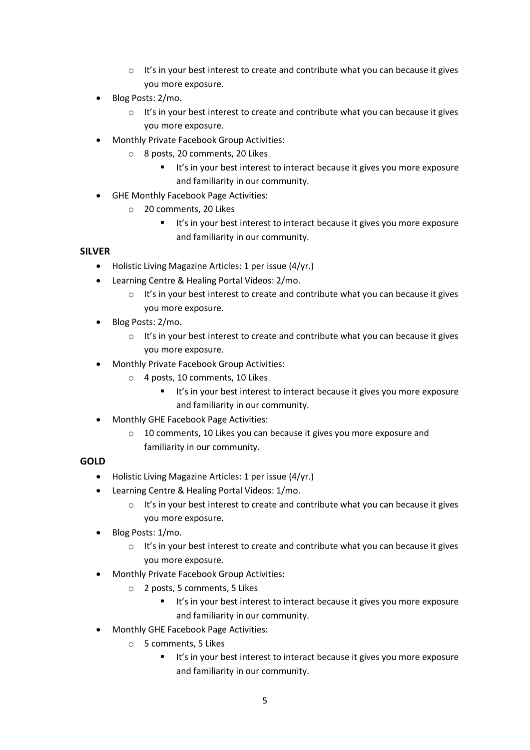- It's in your best interest to create and contribute what you can because it gives you more exposure.
- Blog Posts: 2/mo.
  - It's in your best interest to create and contribute what you can because it gives you more exposure.
- Monthly Private Facebook Group Activities:
  - 8 posts, 20 comments, 20 Likes
    - It's in your best interest to interact because it gives you more exposure and familiarity in our community.
- GHE Monthly Facebook Page Activities:
  - 20 comments, 20 Likes
    - It's in your best interest to interact because it gives you more exposure and familiarity in our community.

**SILVER**

- Holistic Living Magazine Articles: 1 per issue (4/yr.)
- Learning Centre & Healing Portal Videos: 2/mo.
  - It's in your best interest to create and contribute what you can because it gives you more exposure.
- Blog Posts: 2/mo.
  - It's in your best interest to create and contribute what you can because it gives you more exposure.
- Monthly Private Facebook Group Activities:
  - 4 posts, 10 comments, 10 Likes
    - It's in your best interest to interact because it gives you more exposure and familiarity in our community.
- Monthly GHE Facebook Page Activities:
  - 10 comments, 10 Likes you can because it gives you more exposure and familiarity in our community.

**GOLD**

- Holistic Living Magazine Articles: 1 per issue (4/yr.)
- Learning Centre & Healing Portal Videos: 1/mo.
  - It's in your best interest to create and contribute what you can because it gives you more exposure.
- Blog Posts: 1/mo.
  - It's in your best interest to create and contribute what you can because it gives you more exposure.
- Monthly Private Facebook Group Activities:
  - 2 posts, 5 comments, 5 Likes
    - It's in your best interest to interact because it gives you more exposure and familiarity in our community.
- Monthly GHE Facebook Page Activities:
  - 5 comments, 5 Likes
    - It's in your best interest to interact because it gives you more exposure and familiarity in our community.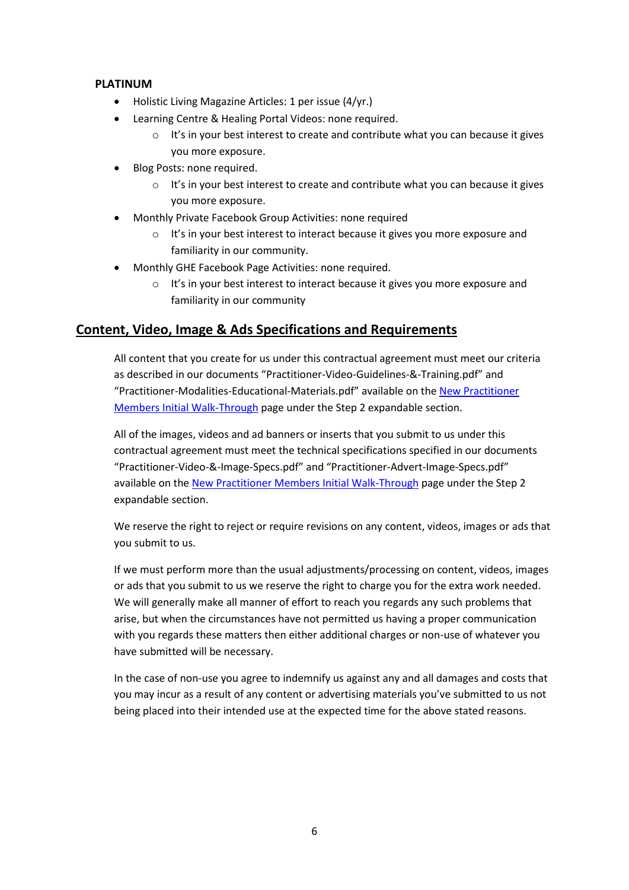**PLATINUM**

- Holistic Living Magazine Articles: 1 per issue (4/yr.)
- Learning Centre & Healing Portal Videos: none required.
    - It's in your best interest to create and contribute what you can because it gives you more exposure.
- Blog Posts: none required.
    - It's in your best interest to create and contribute what you can because it gives you more exposure.
- Monthly Private Facebook Group Activities: none required
    - It's in your best interest to interact because it gives you more exposure and familiarity in our community.
- Monthly GHE Facebook Page Activities: none required.
    - It's in your best interest to interact because it gives you more exposure and familiarity in our community

## Content, Video, Image & Ads Specifications and Requirements

All content that you create for us under this contractual agreement must meet our criteria as described in our documents "Practitioner-Video-Guidelines-&-Training.pdf" and "Practitioner-Modalities-Educational-Materials.pdf" available on the New Practitioner Members Initial Walk-Through page under the Step 2 expandable section.

All of the images, videos and ad banners or inserts that you submit to us under this contractual agreement must meet the technical specifications specified in our documents "Practitioner-Video-&-Image-Specs.pdf" and "Practitioner-Advert-Image-Specs.pdf" available on the New Practitioner Members Initial Walk-Through page under the Step 2 expandable section.

We reserve the right to reject or require revisions on any content, videos, images or ads that you submit to us.

If we must perform more than the usual adjustments/processing on content, videos, images or ads that you submit to us we reserve the right to charge you for the extra work needed. We will generally make all manner of effort to reach you regards any such problems that arise, but when the circumstances have not permitted us having a proper communication with you regards these matters then either additional charges or non-use of whatever you have submitted will be necessary.

In the case of non-use you agree to indemnify us against any and all damages and costs that you may incur as a result of any content or advertising materials you've submitted to us not being placed into their intended use at the expected time for the above stated reasons.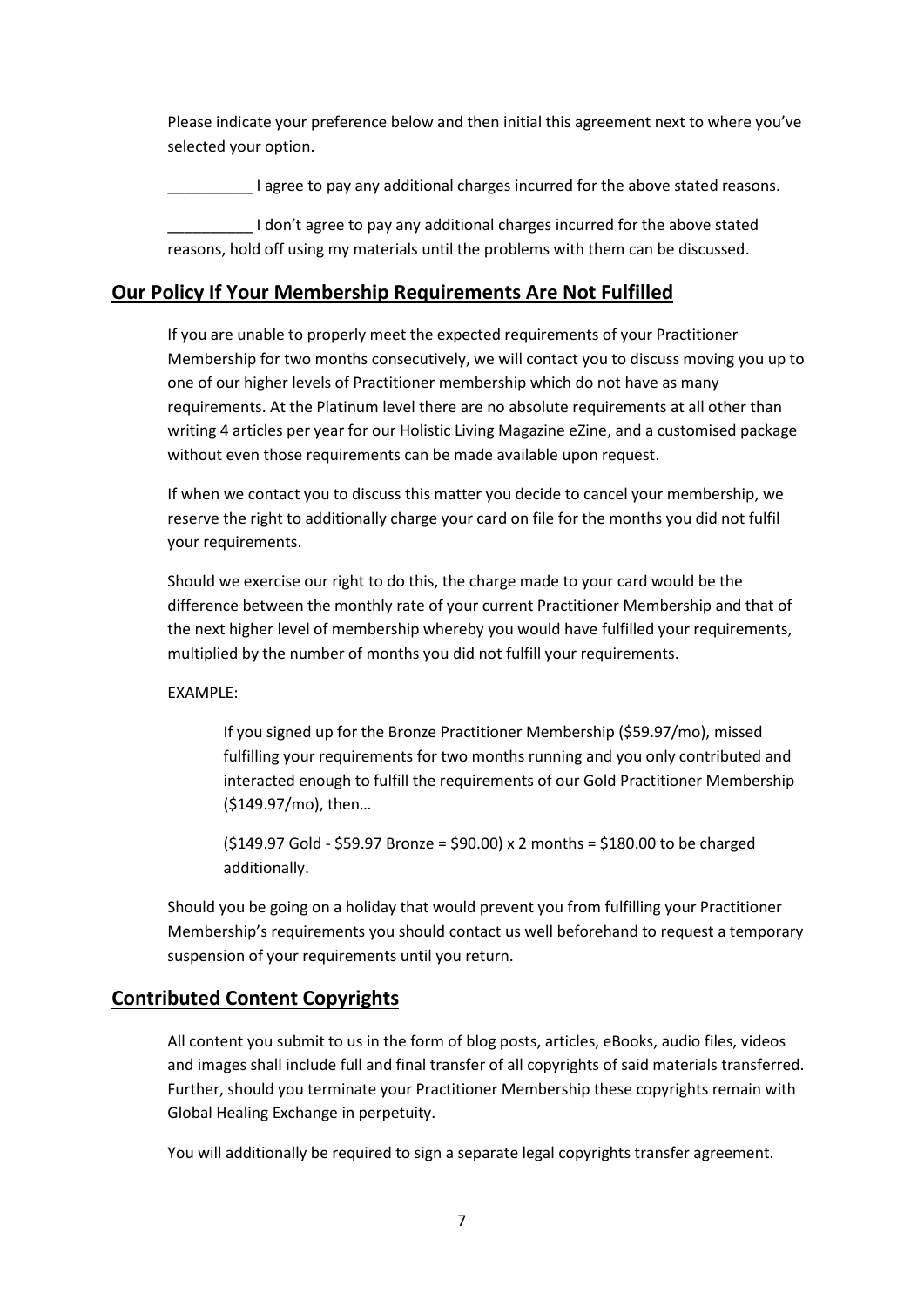Please indicate your preference below and then initial this agreement next to where you've selected your option.

__________ I agree to pay any additional charges incurred for the above stated reasons.

__________ I don't agree to pay any additional charges incurred for the above stated reasons, hold off using my materials until the problems with them can be discussed.

## Our Policy If Your Membership Requirements Are Not Fulfilled

If you are unable to properly meet the expected requirements of your Practitioner Membership for two months consecutively, we will contact you to discuss moving you up to one of our higher levels of Practitioner membership which do not have as many requirements. At the Platinum level there are no absolute requirements at all other than writing 4 articles per year for our Holistic Living Magazine eZine, and a customised package without even those requirements can be made available upon request.

If when we contact you to discuss this matter you decide to cancel your membership, we reserve the right to additionally charge your card on file for the months you did not fulfil your requirements.

Should we exercise our right to do this, the charge made to your card would be the difference between the monthly rate of your current Practitioner Membership and that of the next higher level of membership whereby you would have fulfilled your requirements, multiplied by the number of months you did not fulfill your requirements.

EXAMPLE:

> If you signed up for the Bronze Practitioner Membership ($59.97/mo), missed fulfilling your requirements for two months running and you only contributed and interacted enough to fulfill the requirements of our Gold Practitioner Membership ($149.97/mo), then…
>
> ($149.97 Gold - $59.97 Bronze = $90.00) x 2 months = $180.00 to be charged additionally.

Should you be going on a holiday that would prevent you from fulfilling your Practitioner Membership's requirements you should contact us well beforehand to request a temporary suspension of your requirements until you return.

## Contributed Content Copyrights

All content you submit to us in the form of blog posts, articles, eBooks, audio files, videos and images shall include full and final transfer of all copyrights of said materials transferred. Further, should you terminate your Practitioner Membership these copyrights remain with Global Healing Exchange in perpetuity.

You will additionally be required to sign a separate legal copyrights transfer agreement.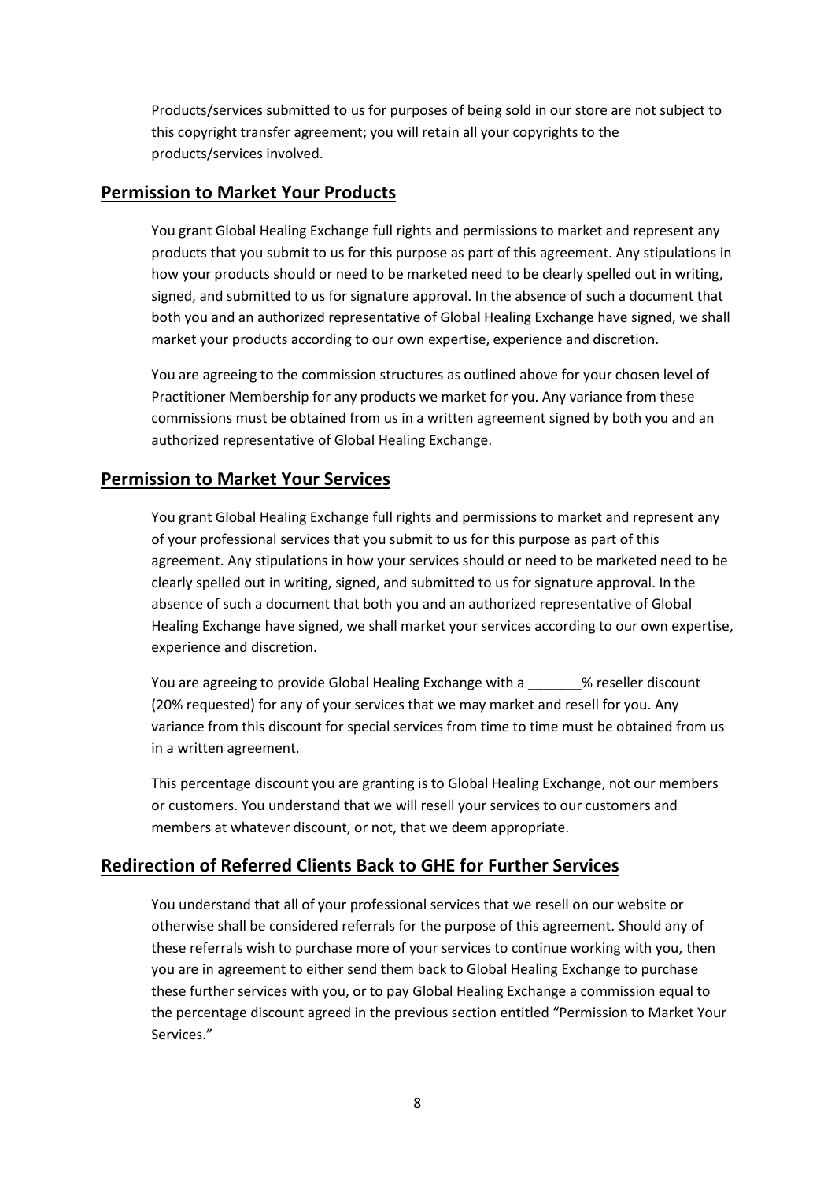Products/services submitted to us for purposes of being sold in our store are not subject to this copyright transfer agreement; you will retain all your copyrights to the products/services involved.

## Permission to Market Your Products

You grant Global Healing Exchange full rights and permissions to market and represent any products that you submit to us for this purpose as part of this agreement. Any stipulations in how your products should or need to be marketed need to be clearly spelled out in writing, signed, and submitted to us for signature approval. In the absence of such a document that both you and an authorized representative of Global Healing Exchange have signed, we shall market your products according to our own expertise, experience and discretion.

You are agreeing to the commission structures as outlined above for your chosen level of Practitioner Membership for any products we market for you. Any variance from these commissions must be obtained from us in a written agreement signed by both you and an authorized representative of Global Healing Exchange.

## Permission to Market Your Services

You grant Global Healing Exchange full rights and permissions to market and represent any of your professional services that you submit to us for this purpose as part of this agreement. Any stipulations in how your services should or need to be marketed need to be clearly spelled out in writing, signed, and submitted to us for signature approval. In the absence of such a document that both you and an authorized representative of Global Healing Exchange have signed, we shall market your services according to our own expertise, experience and discretion.

You are agreeing to provide Global Healing Exchange with a _______% reseller discount (20% requested) for any of your services that we may market and resell for you. Any variance from this discount for special services from time to time must be obtained from us in a written agreement.

This percentage discount you are granting is to Global Healing Exchange, not our members or customers. You understand that we will resell your services to our customers and members at whatever discount, or not, that we deem appropriate.

## Redirection of Referred Clients Back to GHE for Further Services

You understand that all of your professional services that we resell on our website or otherwise shall be considered referrals for the purpose of this agreement. Should any of these referrals wish to purchase more of your services to continue working with you, then you are in agreement to either send them back to Global Healing Exchange to purchase these further services with you, or to pay Global Healing Exchange a commission equal to the percentage discount agreed in the previous section entitled "Permission to Market Your Services."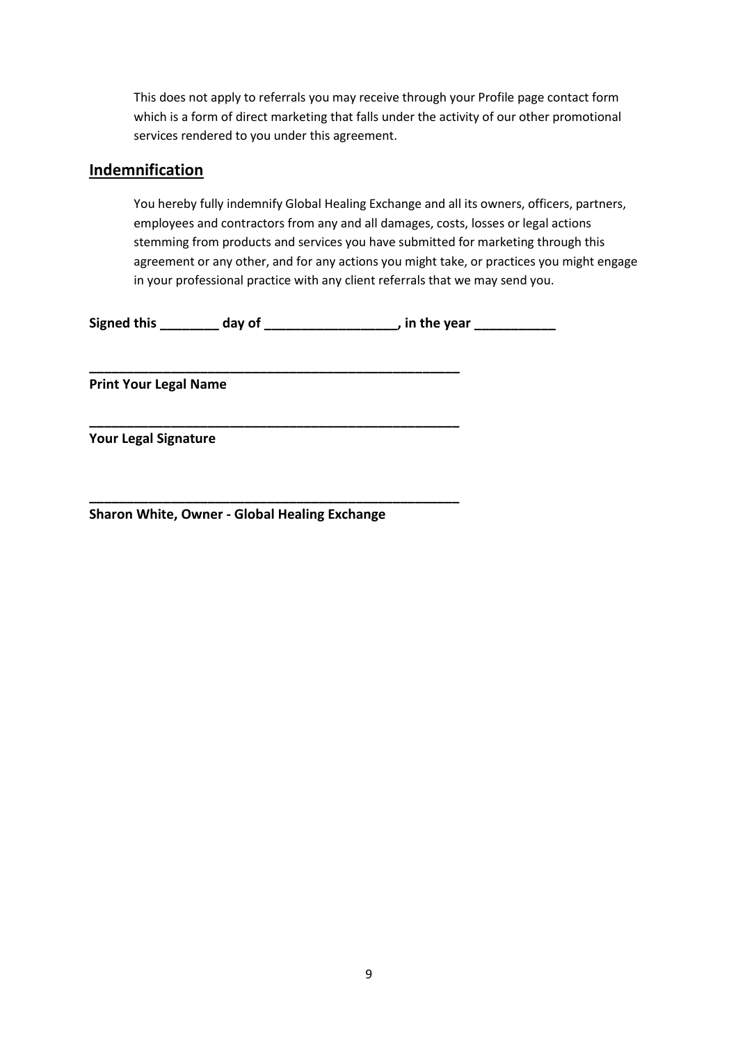This does not apply to referrals you may receive through your Profile page contact form which is a form of direct marketing that falls under the activity of our other promotional services rendered to you under this agreement.

## Indemnification

You hereby fully indemnify Global Healing Exchange and all its owners, officers, partners, employees and contractors from any and all damages, costs, losses or legal actions stemming from products and services you have submitted for marketing through this agreement or any other, and for any actions you might take, or practices you might engage in your professional practice with any client referrals that we may send you.

**Signed this ________ day of __________________, in the year ___________**

**____________________________________________________**
**Print Your Legal Name**

**____________________________________________________**
**Your Legal Signature**

**____________________________________________________**
**Sharon White, Owner - Global Healing Exchange**